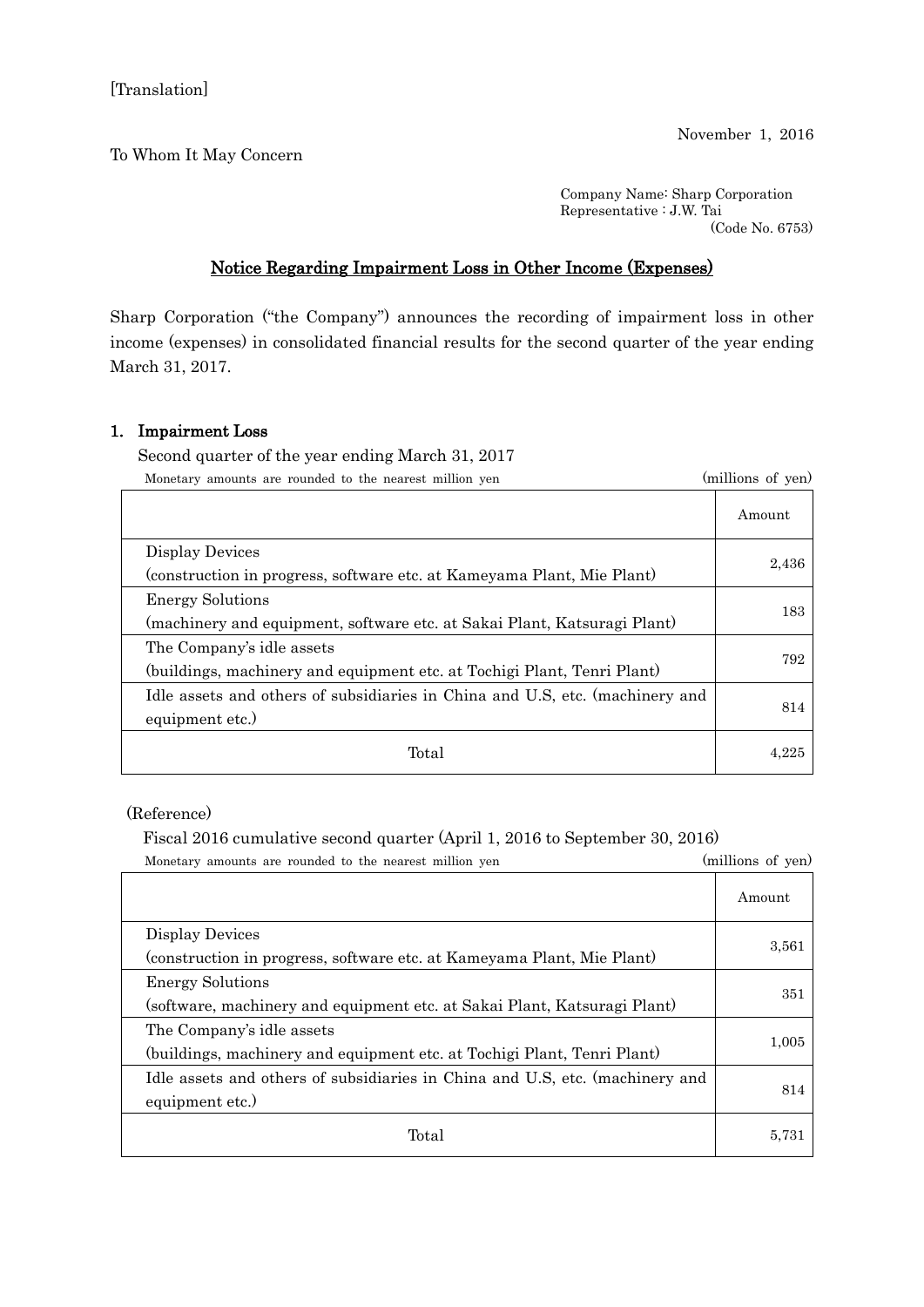[Translation]

November 1, 2016

To Whom It May Concern

Company Name: Sharp Corporation
Representative : J.W. Tai
(Code No. 6753)

## Notice Regarding Impairment Loss in Other Income (Expenses)

Sharp Corporation ("the Company") announces the recording of impairment loss in other income (expenses) in consolidated financial results for the second quarter of the year ending March 31, 2017.

### 1. Impairment Loss

Second quarter of the year ending March 31, 2017

Monetary amounts are rounded to the nearest million yen (millions of yen)

| | Amount |
|---|---|
| Display Devices<br>(construction in progress, software etc. at Kameyama Plant, Mie Plant) | 2,436 |
| Energy Solutions<br>(machinery and equipment, software etc. at Sakai Plant, Katsuragi Plant) | 183 |
| The Company's idle assets<br>(buildings, machinery and equipment etc. at Tochigi Plant, Tenri Plant) | 792 |
| Idle assets and others of subsidiaries in China and U.S, etc. (machinery and equipment etc.) | 814 |
| Total | 4,225 |

(Reference)

Fiscal 2016 cumulative second quarter (April 1, 2016 to September 30, 2016)

Monetary amounts are rounded to the nearest million yen (millions of yen)

| | Amount |
|---|---|
| Display Devices<br>(construction in progress, software etc. at Kameyama Plant, Mie Plant) | 3,561 |
| Energy Solutions<br>(software, machinery and equipment etc. at Sakai Plant, Katsuragi Plant) | 351 |
| The Company's idle assets<br>(buildings, machinery and equipment etc. at Tochigi Plant, Tenri Plant) | 1,005 |
| Idle assets and others of subsidiaries in China and U.S, etc. (machinery and equipment etc.) | 814 |
| Total | 5,731 |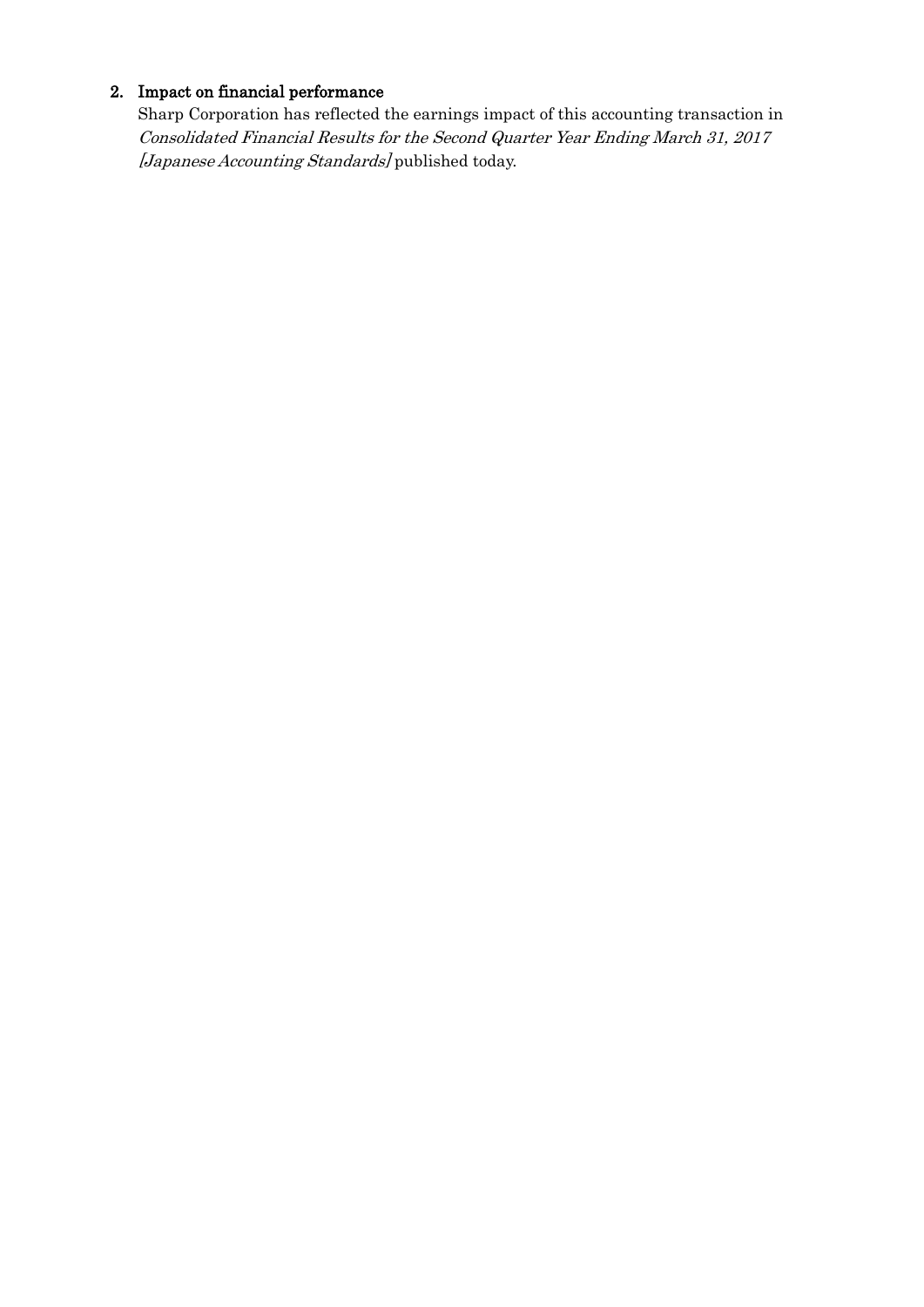## 2. Impact on financial performance

Sharp Corporation has reflected the earnings impact of this accounting transaction in *Consolidated Financial Results for the Second Quarter Year Ending March 31, 2017 [Japanese Accounting Standards]* published today.